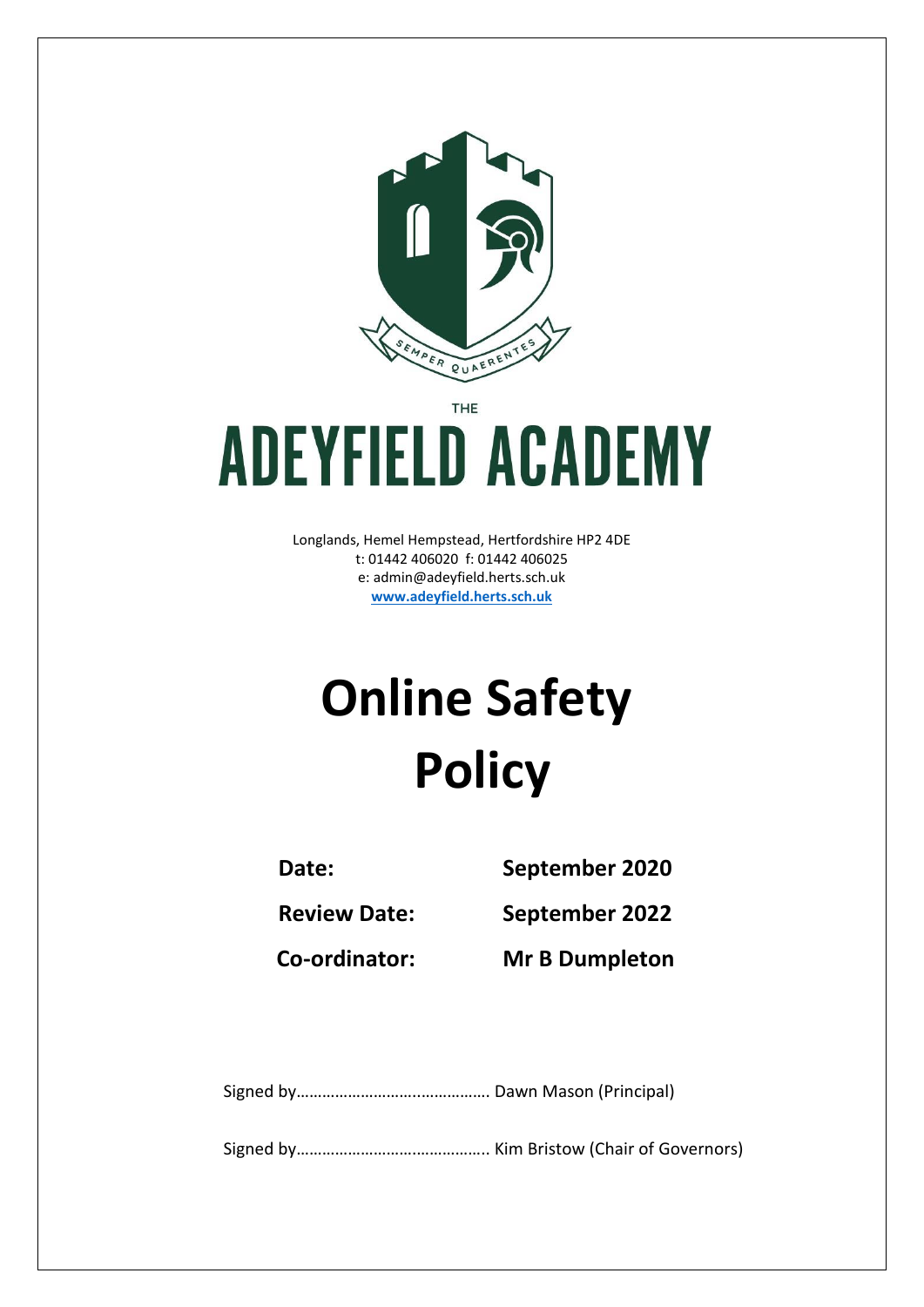SEMPER QUAERENTES

THE

# ADEYFIELD ACADEMY

Longlands, Hemel Hempstead, Hertfordshire HP2 4DE
t: 01442 406020 f: 01442 406025
e: admin@adeyfield.herts.sch.uk
**www.adeyfield.herts.sch.uk**

# Online Safety Policy

| | |
|---|---|
| **Date:** | **September 2020** |
| **Review Date:** | **September 2022** |
| **Co-ordinator:** | **Mr B Dumpleton** |

Signed by…………………….……………. Dawn Mason (Principal)

Signed by…………………………………….. Kim Bristow (Chair of Governors)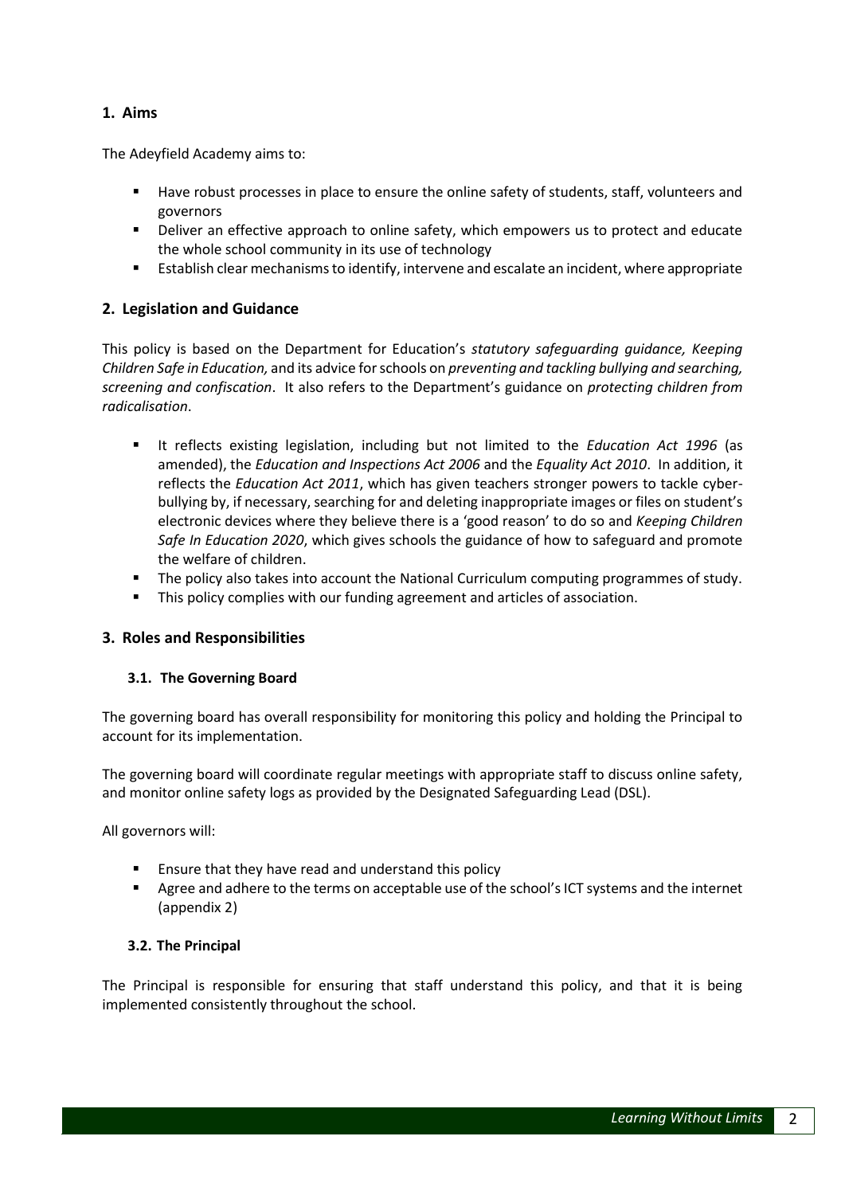## 1. Aims

The Adeyfield Academy aims to:

- Have robust processes in place to ensure the online safety of students, staff, volunteers and governors
- Deliver an effective approach to online safety, which empowers us to protect and educate the whole school community in its use of technology
- Establish clear mechanisms to identify, intervene and escalate an incident, where appropriate

## 2. Legislation and Guidance

This policy is based on the Department for Education's *statutory safeguarding guidance, Keeping Children Safe in Education,* and its advice for schools on *preventing and tackling bullying and searching, screening and confiscation*. It also refers to the Department's guidance on *protecting children from radicalisation*.

- It reflects existing legislation, including but not limited to the *Education Act 1996* (as amended), the *Education and Inspections Act 2006* and the *Equality Act 2010*. In addition, it reflects the *Education Act 2011*, which has given teachers stronger powers to tackle cyber-bullying by, if necessary, searching for and deleting inappropriate images or files on student's electronic devices where they believe there is a 'good reason' to do so and *Keeping Children Safe In Education 2020*, which gives schools the guidance of how to safeguard and promote the welfare of children.
- The policy also takes into account the National Curriculum computing programmes of study.
- This policy complies with our funding agreement and articles of association.

## 3. Roles and Responsibilities

### 3.1. The Governing Board

The governing board has overall responsibility for monitoring this policy and holding the Principal to account for its implementation.

The governing board will coordinate regular meetings with appropriate staff to discuss online safety, and monitor online safety logs as provided by the Designated Safeguarding Lead (DSL).

All governors will:

- Ensure that they have read and understand this policy
- Agree and adhere to the terms on acceptable use of the school's ICT systems and the internet (appendix 2)

### 3.2. The Principal

The Principal is responsible for ensuring that staff understand this policy, and that it is being implemented consistently throughout the school.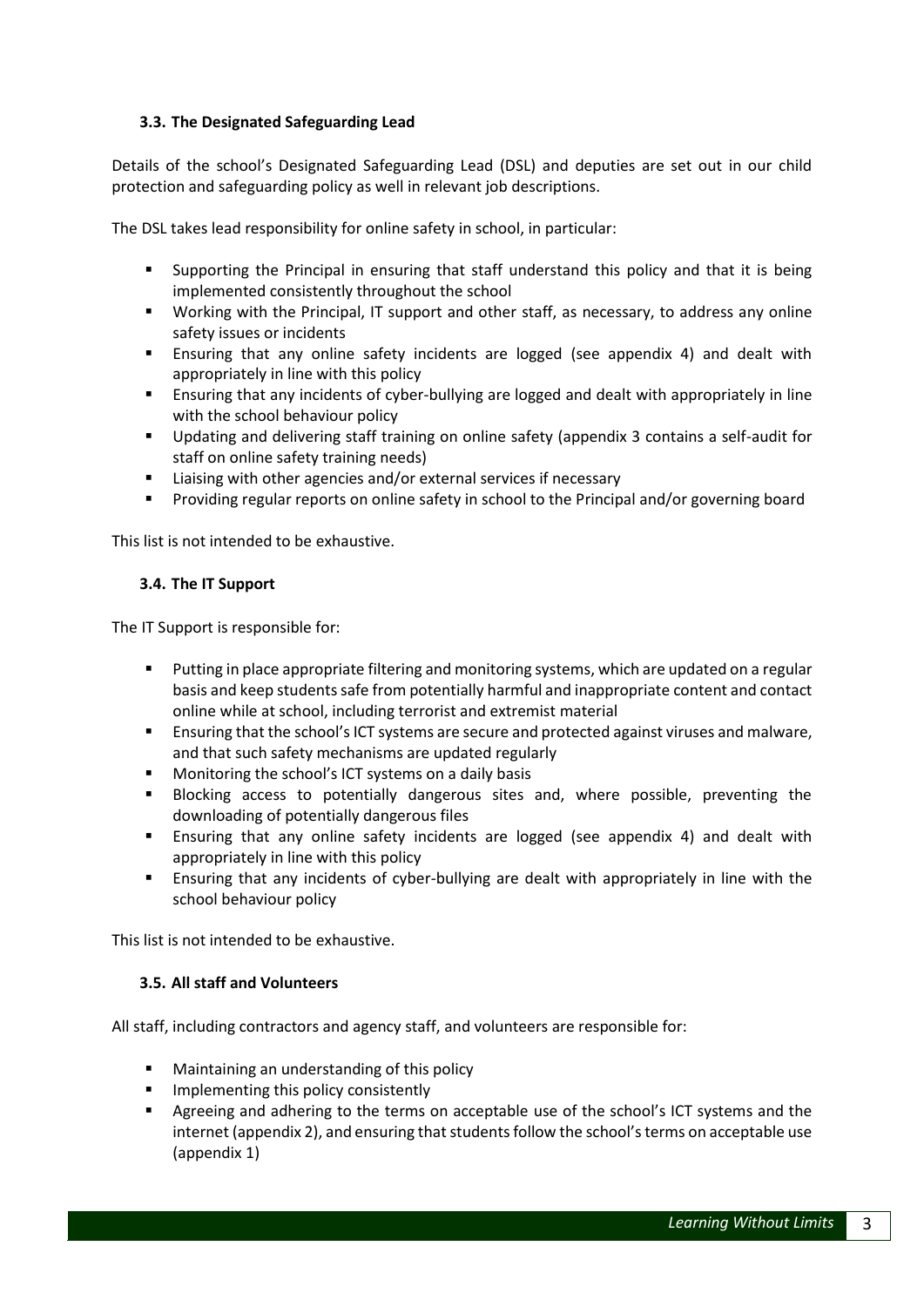### 3.3. The Designated Safeguarding Lead

Details of the school's Designated Safeguarding Lead (DSL) and deputies are set out in our child protection and safeguarding policy as well in relevant job descriptions.

The DSL takes lead responsibility for online safety in school, in particular:

- Supporting the Principal in ensuring that staff understand this policy and that it is being implemented consistently throughout the school
- Working with the Principal, IT support and other staff, as necessary, to address any online safety issues or incidents
- Ensuring that any online safety incidents are logged (see appendix 4) and dealt with appropriately in line with this policy
- Ensuring that any incidents of cyber-bullying are logged and dealt with appropriately in line with the school behaviour policy
- Updating and delivering staff training on online safety (appendix 3 contains a self-audit for staff on online safety training needs)
- Liaising with other agencies and/or external services if necessary
- Providing regular reports on online safety in school to the Principal and/or governing board

This list is not intended to be exhaustive.

### 3.4. The IT Support

The IT Support is responsible for:

- Putting in place appropriate filtering and monitoring systems, which are updated on a regular basis and keep students safe from potentially harmful and inappropriate content and contact online while at school, including terrorist and extremist material
- Ensuring that the school's ICT systems are secure and protected against viruses and malware, and that such safety mechanisms are updated regularly
- Monitoring the school's ICT systems on a daily basis
- Blocking access to potentially dangerous sites and, where possible, preventing the downloading of potentially dangerous files
- Ensuring that any online safety incidents are logged (see appendix 4) and dealt with appropriately in line with this policy
- Ensuring that any incidents of cyber-bullying are dealt with appropriately in line with the school behaviour policy

This list is not intended to be exhaustive.

### 3.5. All staff and Volunteers

All staff, including contractors and agency staff, and volunteers are responsible for:

- Maintaining an understanding of this policy
- Implementing this policy consistently
- Agreeing and adhering to the terms on acceptable use of the school's ICT systems and the internet (appendix 2), and ensuring that students follow the school's terms on acceptable use (appendix 1)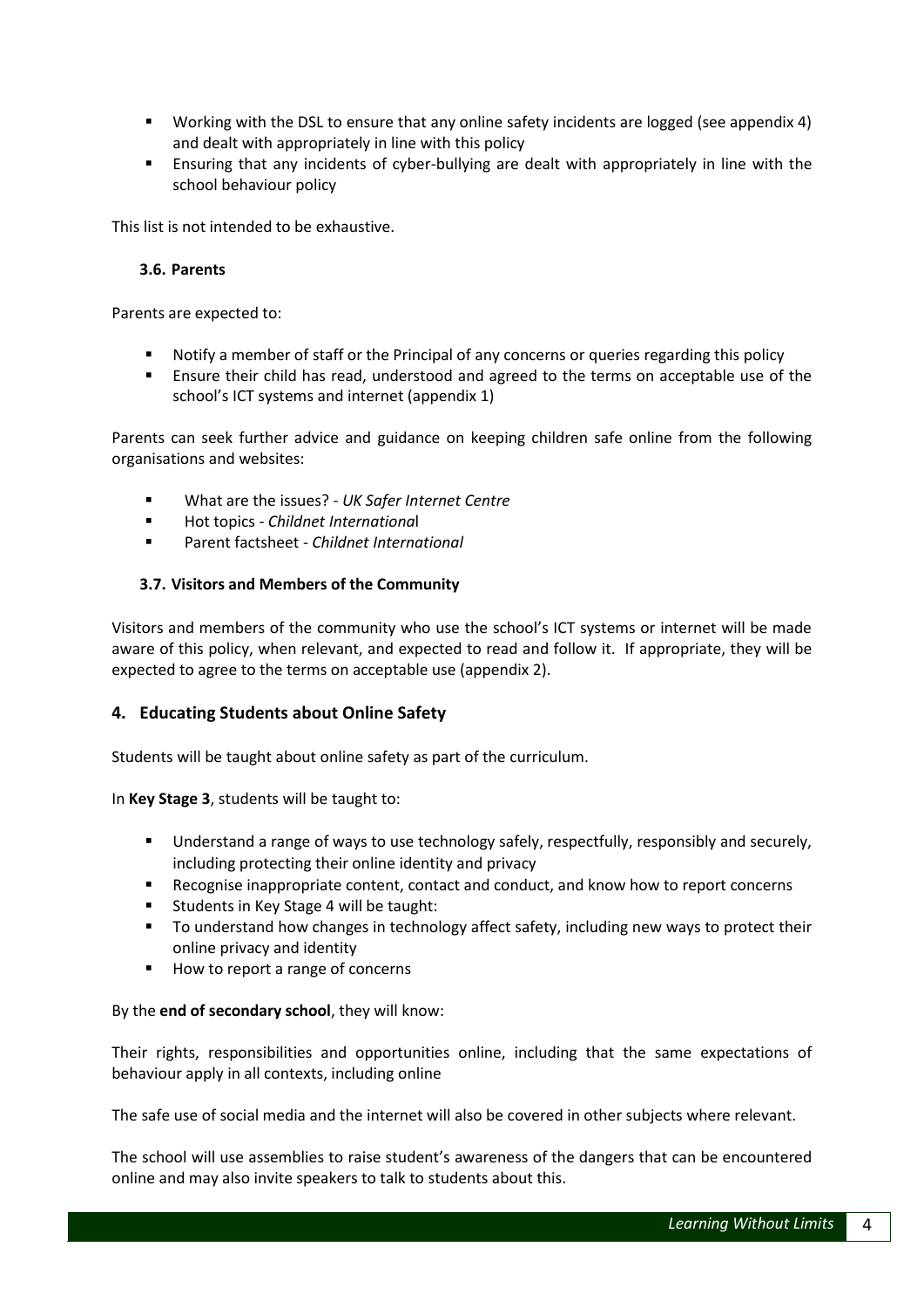- Working with the DSL to ensure that any online safety incidents are logged (see appendix 4) and dealt with appropriately in line with this policy
- Ensuring that any incidents of cyber-bullying are dealt with appropriately in line with the school behaviour policy

This list is not intended to be exhaustive.

### 3.6. Parents

Parents are expected to:

- Notify a member of staff or the Principal of any concerns or queries regarding this policy
- Ensure their child has read, understood and agreed to the terms on acceptable use of the school's ICT systems and internet (appendix 1)

Parents can seek further advice and guidance on keeping children safe online from the following organisations and websites:

- What are the issues? - *UK Safer Internet Centre*
- Hot topics - *Childnet International*
- Parent factsheet - *Childnet International*

### 3.7. Visitors and Members of the Community

Visitors and members of the community who use the school's ICT systems or internet will be made aware of this policy, when relevant, and expected to read and follow it. If appropriate, they will be expected to agree to the terms on acceptable use (appendix 2).

## 4. Educating Students about Online Safety

Students will be taught about online safety as part of the curriculum.

In **Key Stage 3**, students will be taught to:

- Understand a range of ways to use technology safely, respectfully, responsibly and securely, including protecting their online identity and privacy
- Recognise inappropriate content, contact and conduct, and know how to report concerns
- Students in Key Stage 4 will be taught:
- To understand how changes in technology affect safety, including new ways to protect their online privacy and identity
- How to report a range of concerns

By the **end of secondary school**, they will know:

Their rights, responsibilities and opportunities online, including that the same expectations of behaviour apply in all contexts, including online

The safe use of social media and the internet will also be covered in other subjects where relevant.

The school will use assemblies to raise student's awareness of the dangers that can be encountered online and may also invite speakers to talk to students about this.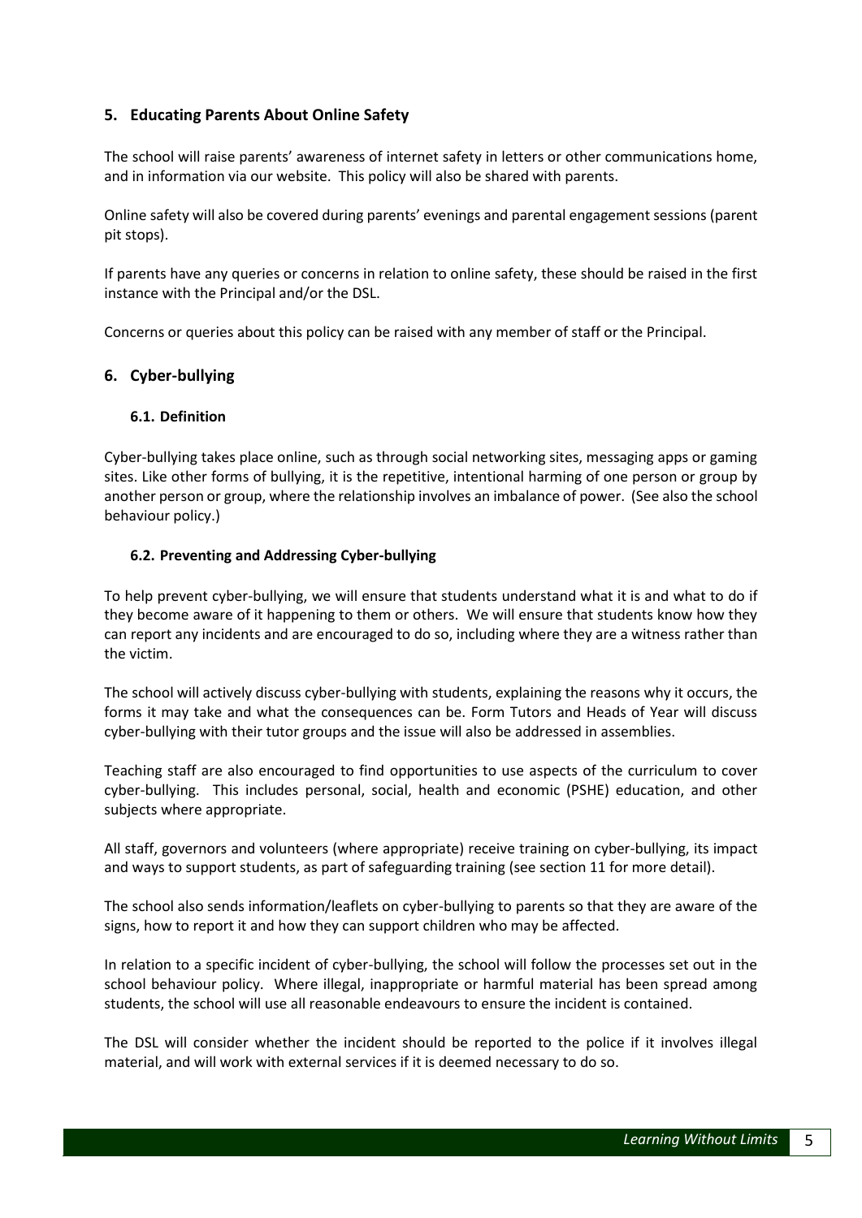## 5. Educating Parents About Online Safety

The school will raise parents' awareness of internet safety in letters or other communications home, and in information via our website. This policy will also be shared with parents.

Online safety will also be covered during parents' evenings and parental engagement sessions (parent pit stops).

If parents have any queries or concerns in relation to online safety, these should be raised in the first instance with the Principal and/or the DSL.

Concerns or queries about this policy can be raised with any member of staff or the Principal.

## 6. Cyber-bullying

### 6.1. Definition

Cyber-bullying takes place online, such as through social networking sites, messaging apps or gaming sites. Like other forms of bullying, it is the repetitive, intentional harming of one person or group by another person or group, where the relationship involves an imbalance of power. (See also the school behaviour policy.)

### 6.2. Preventing and Addressing Cyber-bullying

To help prevent cyber-bullying, we will ensure that students understand what it is and what to do if they become aware of it happening to them or others. We will ensure that students know how they can report any incidents and are encouraged to do so, including where they are a witness rather than the victim.

The school will actively discuss cyber-bullying with students, explaining the reasons why it occurs, the forms it may take and what the consequences can be. Form Tutors and Heads of Year will discuss cyber-bullying with their tutor groups and the issue will also be addressed in assemblies.

Teaching staff are also encouraged to find opportunities to use aspects of the curriculum to cover cyber-bullying. This includes personal, social, health and economic (PSHE) education, and other subjects where appropriate.

All staff, governors and volunteers (where appropriate) receive training on cyber-bullying, its impact and ways to support students, as part of safeguarding training (see section 11 for more detail).

The school also sends information/leaflets on cyber-bullying to parents so that they are aware of the signs, how to report it and how they can support children who may be affected.

In relation to a specific incident of cyber-bullying, the school will follow the processes set out in the school behaviour policy. Where illegal, inappropriate or harmful material has been spread among students, the school will use all reasonable endeavours to ensure the incident is contained.

The DSL will consider whether the incident should be reported to the police if it involves illegal material, and will work with external services if it is deemed necessary to do so.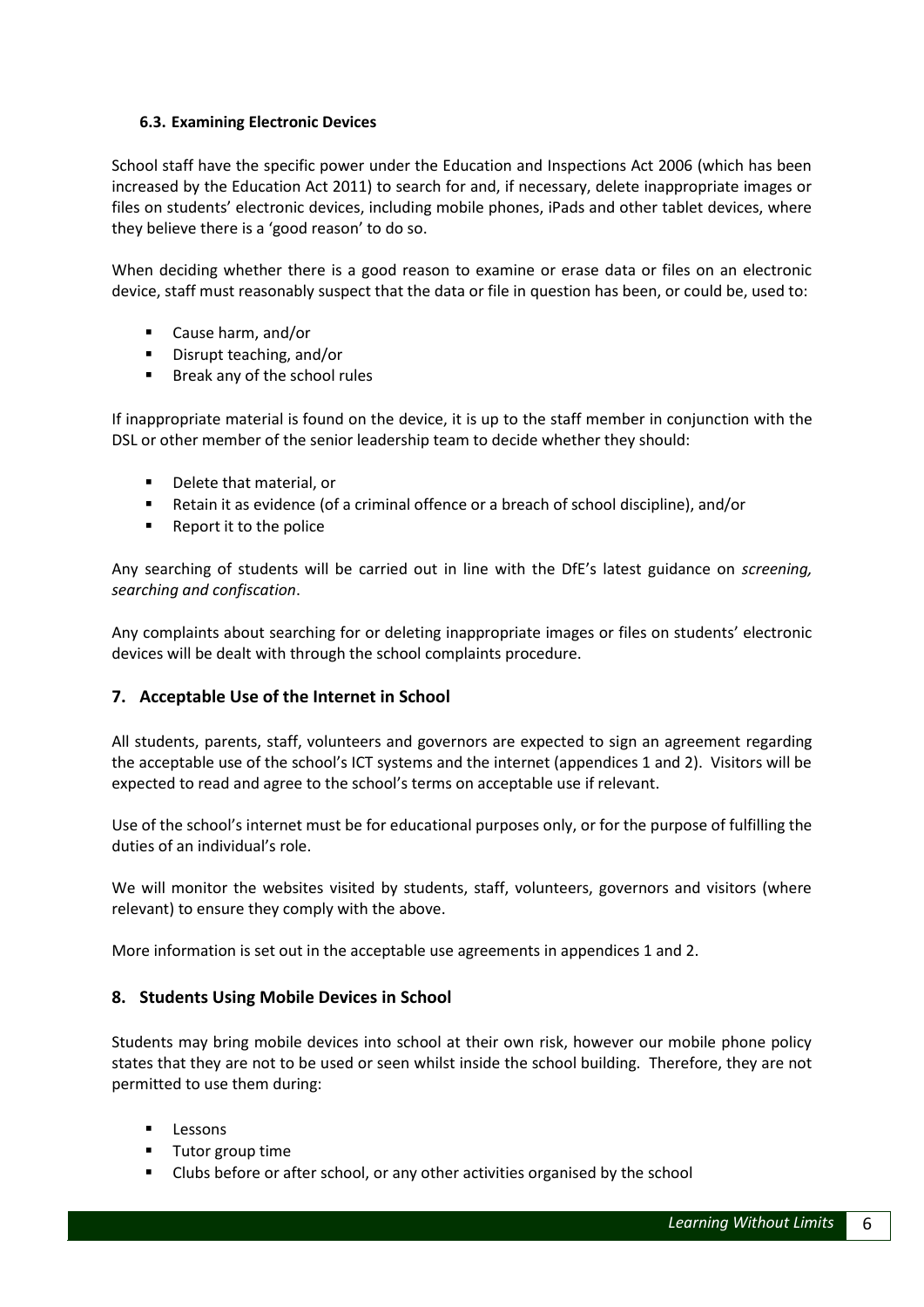### 6.3. Examining Electronic Devices

School staff have the specific power under the Education and Inspections Act 2006 (which has been increased by the Education Act 2011) to search for and, if necessary, delete inappropriate images or files on students' electronic devices, including mobile phones, iPads and other tablet devices, where they believe there is a 'good reason' to do so.

When deciding whether there is a good reason to examine or erase data or files on an electronic device, staff must reasonably suspect that the data or file in question has been, or could be, used to:

- Cause harm, and/or
- Disrupt teaching, and/or
- Break any of the school rules

If inappropriate material is found on the device, it is up to the staff member in conjunction with the DSL or other member of the senior leadership team to decide whether they should:

- Delete that material, or
- Retain it as evidence (of a criminal offence or a breach of school discipline), and/or
- Report it to the police

Any searching of students will be carried out in line with the DfE's latest guidance on *screening, searching and confiscation*.

Any complaints about searching for or deleting inappropriate images or files on students' electronic devices will be dealt with through the school complaints procedure.

## 7. Acceptable Use of the Internet in School

All students, parents, staff, volunteers and governors are expected to sign an agreement regarding the acceptable use of the school's ICT systems and the internet (appendices 1 and 2). Visitors will be expected to read and agree to the school's terms on acceptable use if relevant.

Use of the school's internet must be for educational purposes only, or for the purpose of fulfilling the duties of an individual's role.

We will monitor the websites visited by students, staff, volunteers, governors and visitors (where relevant) to ensure they comply with the above.

More information is set out in the acceptable use agreements in appendices 1 and 2.

## 8. Students Using Mobile Devices in School

Students may bring mobile devices into school at their own risk, however our mobile phone policy states that they are not to be used or seen whilst inside the school building. Therefore, they are not permitted to use them during:

- Lessons
- Tutor group time
- Clubs before or after school, or any other activities organised by the school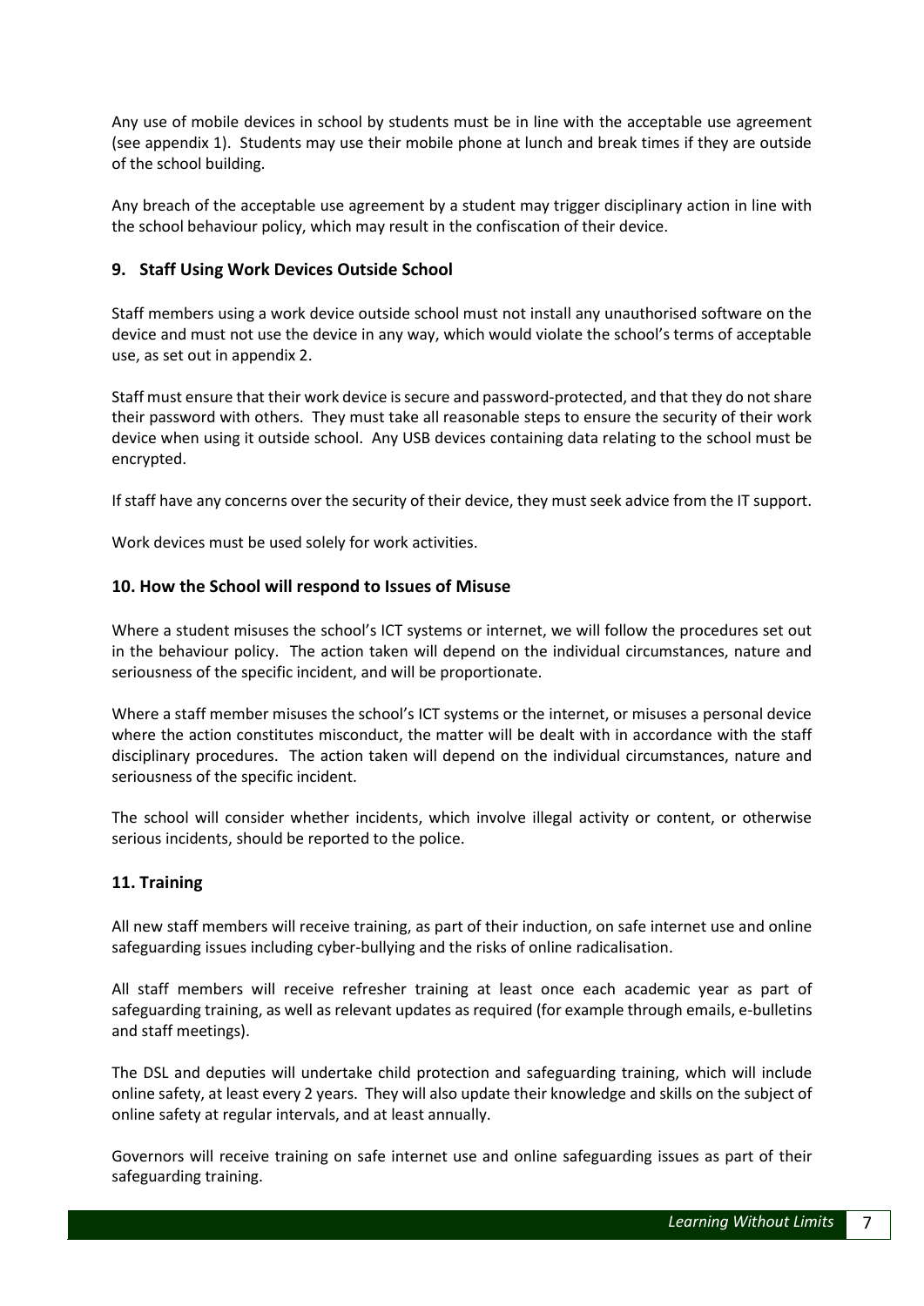Any use of mobile devices in school by students must be in line with the acceptable use agreement (see appendix 1). Students may use their mobile phone at lunch and break times if they are outside of the school building.

Any breach of the acceptable use agreement by a student may trigger disciplinary action in line with the school behaviour policy, which may result in the confiscation of their device.

## 9. Staff Using Work Devices Outside School

Staff members using a work device outside school must not install any unauthorised software on the device and must not use the device in any way, which would violate the school's terms of acceptable use, as set out in appendix 2.

Staff must ensure that their work device is secure and password-protected, and that they do not share their password with others. They must take all reasonable steps to ensure the security of their work device when using it outside school. Any USB devices containing data relating to the school must be encrypted.

If staff have any concerns over the security of their device, they must seek advice from the IT support.

Work devices must be used solely for work activities.

## 10. How the School will respond to Issues of Misuse

Where a student misuses the school's ICT systems or internet, we will follow the procedures set out in the behaviour policy. The action taken will depend on the individual circumstances, nature and seriousness of the specific incident, and will be proportionate.

Where a staff member misuses the school's ICT systems or the internet, or misuses a personal device where the action constitutes misconduct, the matter will be dealt with in accordance with the staff disciplinary procedures. The action taken will depend on the individual circumstances, nature and seriousness of the specific incident.

The school will consider whether incidents, which involve illegal activity or content, or otherwise serious incidents, should be reported to the police.

## 11. Training

All new staff members will receive training, as part of their induction, on safe internet use and online safeguarding issues including cyber-bullying and the risks of online radicalisation.

All staff members will receive refresher training at least once each academic year as part of safeguarding training, as well as relevant updates as required (for example through emails, e-bulletins and staff meetings).

The DSL and deputies will undertake child protection and safeguarding training, which will include online safety, at least every 2 years. They will also update their knowledge and skills on the subject of online safety at regular intervals, and at least annually.

Governors will receive training on safe internet use and online safeguarding issues as part of their safeguarding training.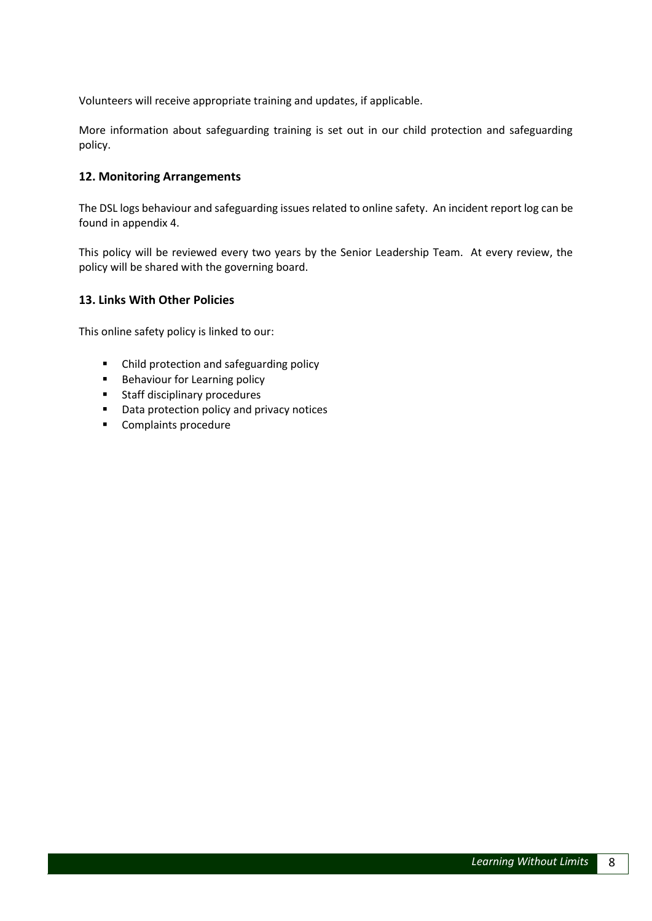Volunteers will receive appropriate training and updates, if applicable.

More information about safeguarding training is set out in our child protection and safeguarding policy.

### 12. Monitoring Arrangements

The DSL logs behaviour and safeguarding issues related to online safety. An incident report log can be found in appendix 4.

This policy will be reviewed every two years by the Senior Leadership Team. At every review, the policy will be shared with the governing board.

### 13. Links With Other Policies

This online safety policy is linked to our:

- Child protection and safeguarding policy
- Behaviour for Learning policy
- Staff disciplinary procedures
- Data protection policy and privacy notices
- Complaints procedure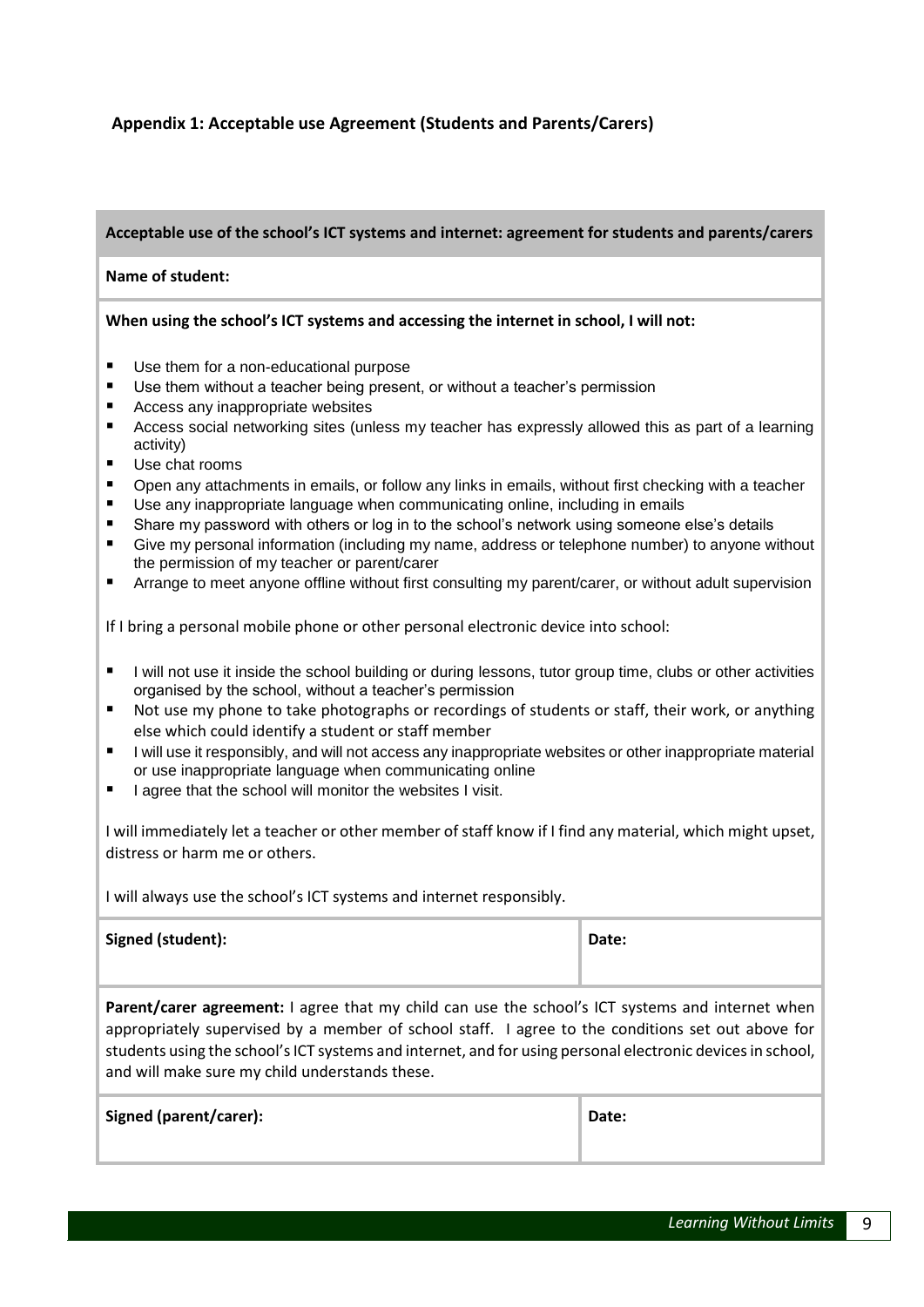## Appendix 1: Acceptable use Agreement (Students and Parents/Carers)

**Acceptable use of the school's ICT systems and internet: agreement for students and parents/carers**

**Name of student:**

**When using the school's ICT systems and accessing the internet in school, I will not:**

- Use them for a non-educational purpose
- Use them without a teacher being present, or without a teacher's permission
- Access any inappropriate websites
- Access social networking sites (unless my teacher has expressly allowed this as part of a learning activity)
- Use chat rooms
- Open any attachments in emails, or follow any links in emails, without first checking with a teacher
- Use any inappropriate language when communicating online, including in emails
- Share my password with others or log in to the school's network using someone else's details
- Give my personal information (including my name, address or telephone number) to anyone without the permission of my teacher or parent/carer
- Arrange to meet anyone offline without first consulting my parent/carer, or without adult supervision

If I bring a personal mobile phone or other personal electronic device into school:

- I will not use it inside the school building or during lessons, tutor group time, clubs or other activities organised by the school, without a teacher's permission
- Not use my phone to take photographs or recordings of students or staff, their work, or anything else which could identify a student or staff member
- I will use it responsibly, and will not access any inappropriate websites or other inappropriate material or use inappropriate language when communicating online
- I agree that the school will monitor the websites I visit.

I will immediately let a teacher or other member of staff know if I find any material, which might upset, distress or harm me or others.

I will always use the school's ICT systems and internet responsibly.

| **Signed (student):** | **Date:** |
| --- | --- |

**Parent/carer agreement:** I agree that my child can use the school's ICT systems and internet when appropriately supervised by a member of school staff. I agree to the conditions set out above for students using the school's ICT systems and internet, and for using personal electronic devices in school, and will make sure my child understands these.

| **Signed (parent/carer):** | **Date:** |
| --- | --- |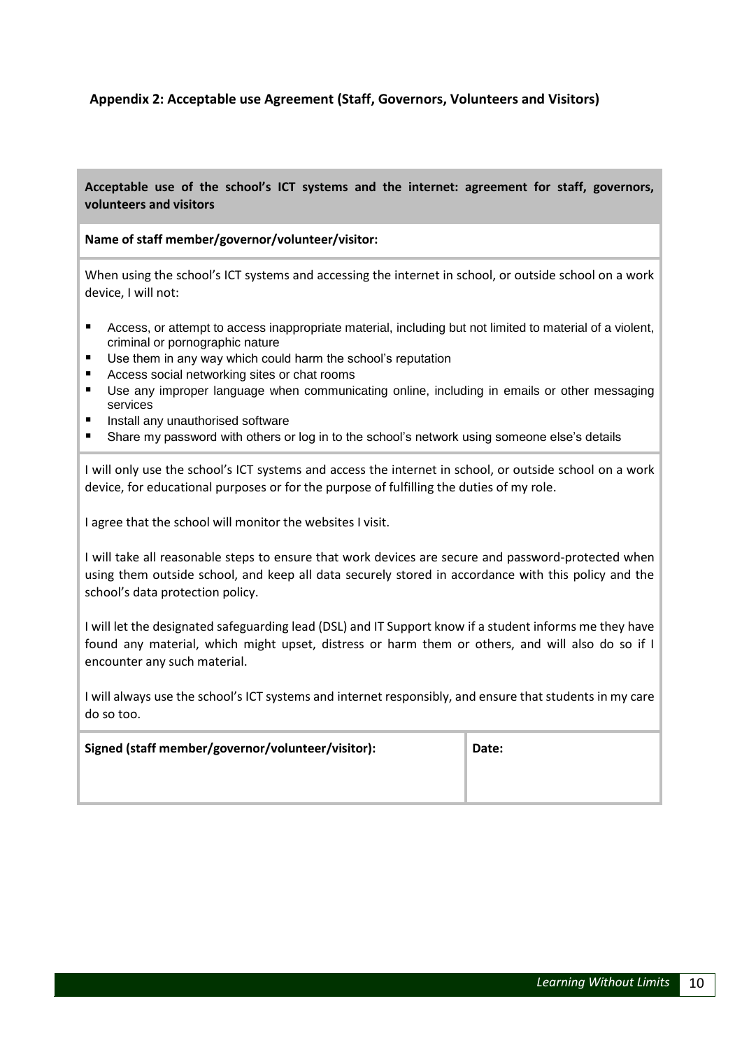## Appendix 2: Acceptable use Agreement (Staff, Governors, Volunteers and Visitors)

**Acceptable use of the school's ICT systems and the internet: agreement for staff, governors, volunteers and visitors**

**Name of staff member/governor/volunteer/visitor:**

When using the school's ICT systems and accessing the internet in school, or outside school on a work device, I will not:

- Access, or attempt to access inappropriate material, including but not limited to material of a violent, criminal or pornographic nature
- Use them in any way which could harm the school's reputation
- Access social networking sites or chat rooms
- Use any improper language when communicating online, including in emails or other messaging services
- Install any unauthorised software
- Share my password with others or log in to the school's network using someone else's details

I will only use the school's ICT systems and access the internet in school, or outside school on a work device, for educational purposes or for the purpose of fulfilling the duties of my role.

I agree that the school will monitor the websites I visit.

I will take all reasonable steps to ensure that work devices are secure and password-protected when using them outside school, and keep all data securely stored in accordance with this policy and the school's data protection policy.

I will let the designated safeguarding lead (DSL) and IT Support know if a student informs me they have found any material, which might upset, distress or harm them or others, and will also do so if I encounter any such material.

I will always use the school's ICT systems and internet responsibly, and ensure that students in my care do so too.

| Signed (staff member/governor/volunteer/visitor): | Date: |
| --- | --- |
| | |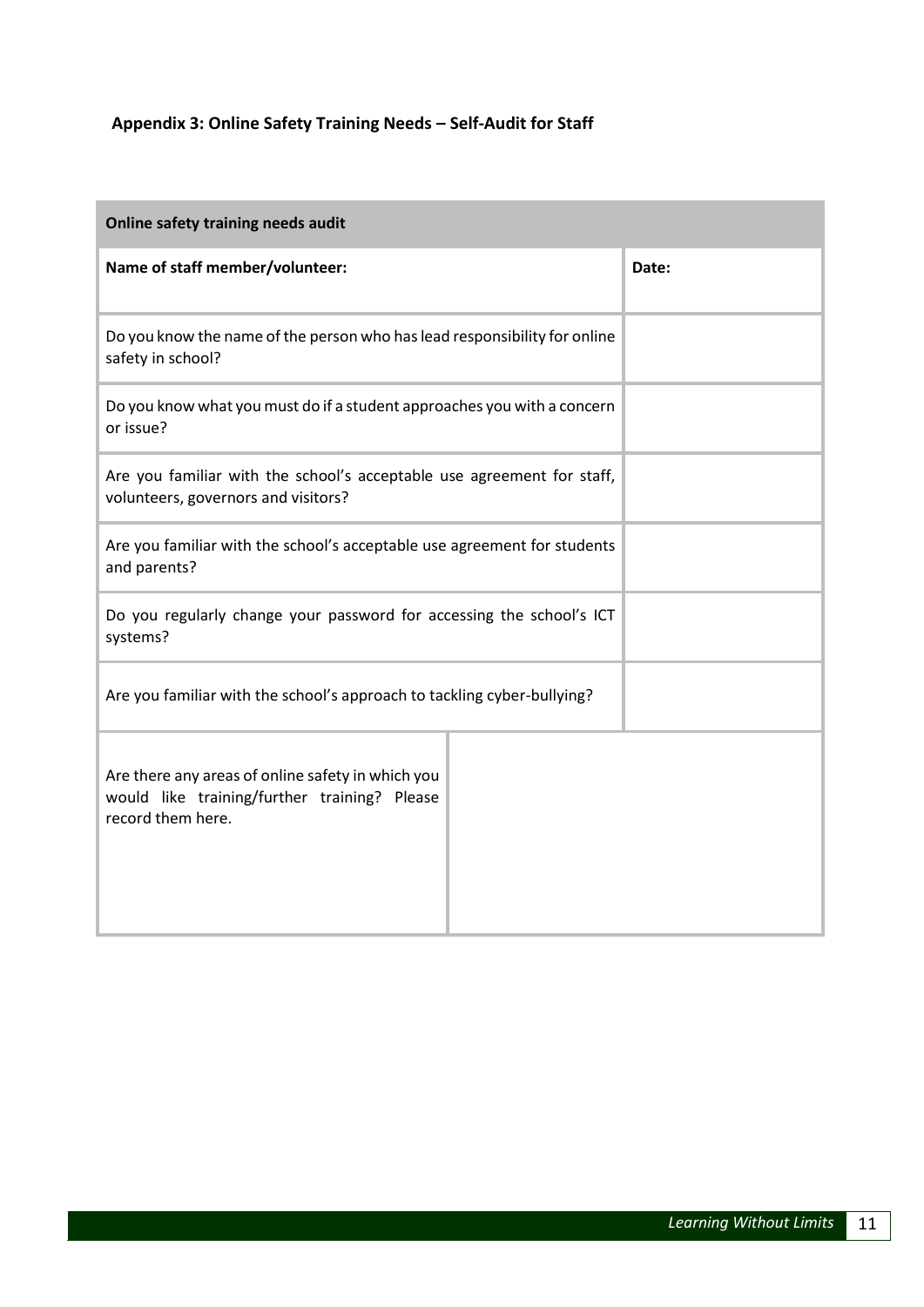### Appendix 3: Online Safety Training Needs – Self-Audit for Staff

| **Online safety training needs audit** | |
|---|---|
| **Name of staff member/volunteer:** | **Date:** |
| Do you know the name of the person who has lead responsibility for online safety in school? | |
| Do you know what you must do if a student approaches you with a concern or issue? | |
| Are you familiar with the school's acceptable use agreement for staff, volunteers, governors and visitors? | |
| Are you familiar with the school's acceptable use agreement for students and parents? | |
| Do you regularly change your password for accessing the school's ICT systems? | |
| Are you familiar with the school's approach to tackling cyber-bullying? | |
| Are there any areas of online safety in which you would like training/further training? Please record them here. | |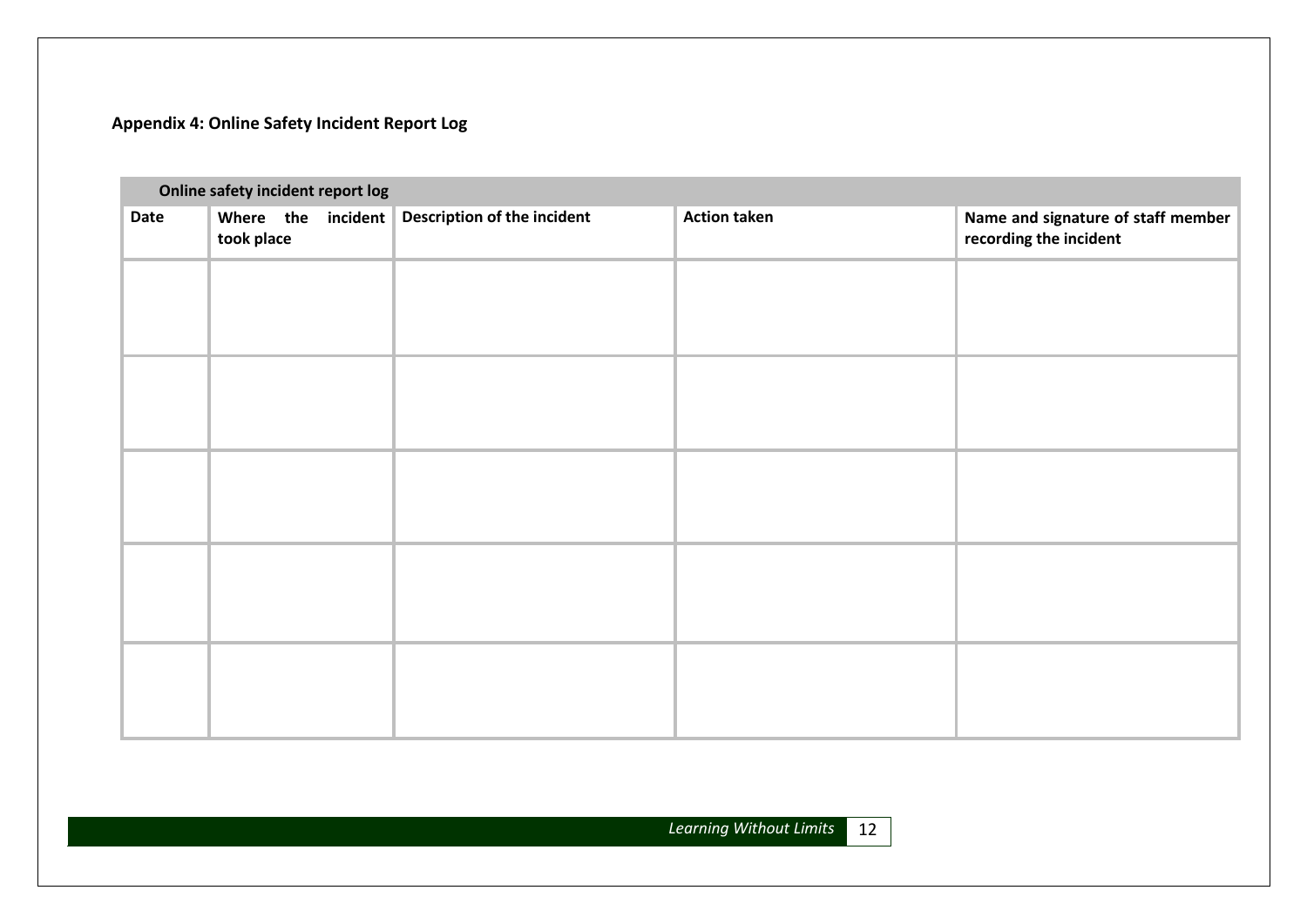**Appendix 4: Online Safety Incident Report Log**

| Online safety incident report log | | | | |
|---|---|---|---|---|
| **Date** | **Where the incident took place** | **Description of the incident** | **Action taken** | **Name and signature of staff member recording the incident** |
| | | | | |
| | | | | |
| | | | | |
| | | | | |
| | | | | |